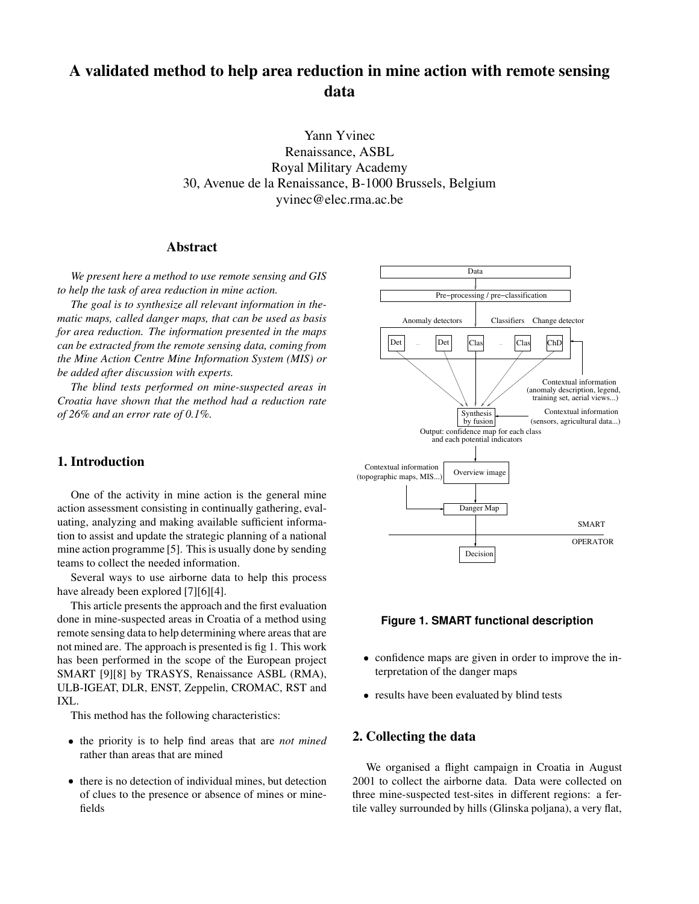# A validated method to help area reduction in mine action with remote sensing data

Yann Yvinec
Renaissance, ASBL
Royal Military Academy
30, Avenue de la Renaissance, B-1000 Brussels, Belgium
yvinec@elec.rma.ac.be

## Abstract

*We present here a method to use remote sensing and GIS to help the task of area reduction in mine action.*

*The goal is to synthesize all relevant information in thematic maps, called danger maps, that can be used as basis for area reduction. The information presented in the maps can be extracted from the remote sensing data, coming from the Mine Action Centre Mine Information System (MIS) or be added after discussion with experts.*

*The blind tests performed on mine-suspected areas in Croatia have shown that the method had a reduction rate of 26% and an error rate of 0.1%.*

## 1. Introduction

One of the activity in mine action is the general mine action assessment consisting in continually gathering, evaluating, analyzing and making available sufficient information to assist and update the strategic planning of a national mine action programme [5]. This is usually done by sending teams to collect the needed information.

Several ways to use airborne data to help this process have already been explored [7][6][4].

This article presents the approach and the first evaluation done in mine-suspected areas in Croatia of a method using remote sensing data to help determining where areas that are not mined are. The approach is presented is fig 1. This work has been performed in the scope of the European project SMART [9][8] by TRASYS, Renaissance ASBL (RMA), ULB-IGEAT, DLR, ENST, Zeppelin, CROMAC, RST and IXL.

This method has the following characteristics:

- the priority is to help find areas that are *not mined* rather than areas that are mined
- there is no detection of individual mines, but detection of clues to the presence or absence of mines or minefields
- confidence maps are given in order to improve the interpretation of the danger maps
- results have been evaluated by blind tests

Data → Pre–processing / pre–classification → Anomaly detectors (Det … Det), Classifiers (Clas … Clas), Change detector (ChD) → Synthesis by fusion → Overview image → Danger Map → Decision

Contextual information (anomaly description, legend, training set, aerial views...); Contextual information (sensors, agricultural data...); Output: confidence map for each class and each potential indicators; Contextual information (topographic maps, MIS...); SMART / OPERATOR

**Figure 1. SMART functional description**

## 2. Collecting the data

We organised a flight campaign in Croatia in August 2001 to collect the airborne data. Data were collected on three mine-suspected test-sites in different regions: a fertile valley surrounded by hills (Glinska poljana), a very flat,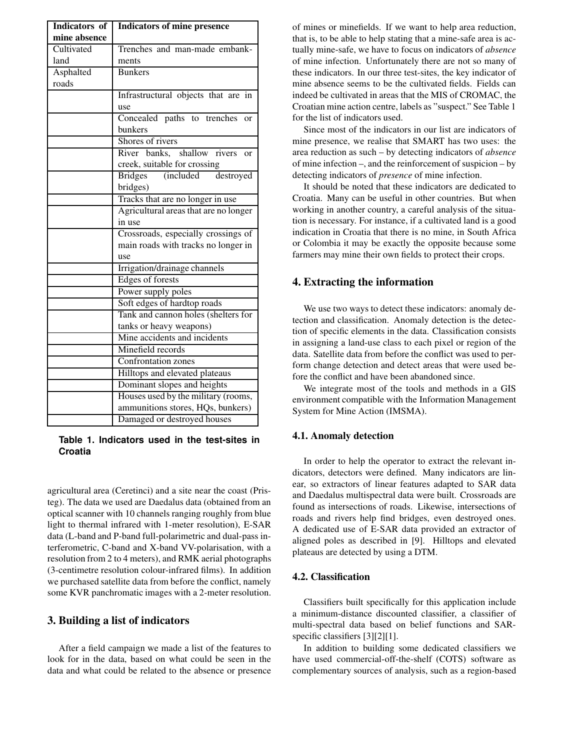| Indicators of mine absence | Indicators of mine presence |
|---|---|
| Cultivated land | Trenches and man-made embankments |
| Asphalted roads | Bunkers |
| | Infrastructural objects that are in use |
| | Concealed paths to trenches or bunkers |
| | Shores of rivers |
| | River banks, shallow rivers or creek, suitable for crossing |
| | Bridges (included destroyed bridges) |
| | Tracks that are no longer in use |
| | Agricultural areas that are no longer in use |
| | Crossroads, especially crossings of main roads with tracks no longer in use |
| | Irrigation/drainage channels |
| | Edges of forests |
| | Power supply poles |
| | Soft edges of hardtop roads |
| | Tank and cannon holes (shelters for tanks or heavy weapons) |
| | Mine accidents and incidents |
| | Minefield records |
| | Confrontation zones |
| | Hilltops and elevated plateaus |
| | Dominant slopes and heights |
| | Houses used by the military (rooms, ammunitions stores, HQs, bunkers) |
| | Damaged or destroyed houses |

**Table 1. Indicators used in the test-sites in Croatia**

agricultural area (Ceretinci) and a site near the coast (Pristeg). The data we used are Daedalus data (obtained from an optical scanner with 10 channels ranging roughly from blue light to thermal infrared with 1-meter resolution), E-SAR data (L-band and P-band full-polarimetric and dual-pass interferometric, C-band and X-band VV-polarisation, with a resolution from 2 to 4 meters), and RMK aerial photographs (3-centimetre resolution colour-infrared films). In addition we purchased satellite data from before the conflict, namely some KVR panchromatic images with a 2-meter resolution.

## 3. Building a list of indicators

After a field campaign we made a list of the features to look for in the data, based on what could be seen in the data and what could be related to the absence or presence of mines or minefields. If we want to help area reduction, that is, to be able to help stating that a mine-safe area is actually mine-safe, we have to focus on indicators of *absence* of mine infection. Unfortunately there are not so many of these indicators. In our three test-sites, the key indicator of mine absence seems to be the cultivated fields. Fields can indeed be cultivated in areas that the MIS of CROMAC, the Croatian mine action centre, labels as "suspect." See Table 1 for the list of indicators used.

Since most of the indicators in our list are indicators of mine presence, we realise that SMART has two uses: the area reduction as such – by detecting indicators of *absence* of mine infection –, and the reinforcement of suspicion – by detecting indicators of *presence* of mine infection.

It should be noted that these indicators are dedicated to Croatia. Many can be useful in other countries. But when working in another country, a careful analysis of the situation is necessary. For instance, if a cultivated land is a good indication in Croatia that there is no mine, in South Africa or Colombia it may be exactly the opposite because some farmers may mine their own fields to protect their crops.

## 4. Extracting the information

We use two ways to detect these indicators: anomaly detection and classification. Anomaly detection is the detection of specific elements in the data. Classification consists in assigning a land-use class to each pixel or region of the data. Satellite data from before the conflict was used to perform change detection and detect areas that were used before the conflict and have been abandoned since.

We integrate most of the tools and methods in a GIS environment compatible with the Information Management System for Mine Action (IMSMA).

### 4.1. Anomaly detection

In order to help the operator to extract the relevant indicators, detectors were defined. Many indicators are linear, so extractors of linear features adapted to SAR data and Daedalus multispectral data were built. Crossroads are found as intersections of roads. Likewise, intersections of roads and rivers help find bridges, even destroyed ones. A dedicated use of E-SAR data provided an extractor of aligned poles as described in [9]. Hilltops and elevated plateaus are detected by using a DTM.

### 4.2. Classification

Classifiers built specifically for this application include a minimum-distance discounted classifier, a classifier of multi-spectral data based on belief functions and SAR-specific classifiers [3][2][1].

In addition to building some dedicated classifiers we have used commercial-off-the-shelf (COTS) software as complementary sources of analysis, such as a region-based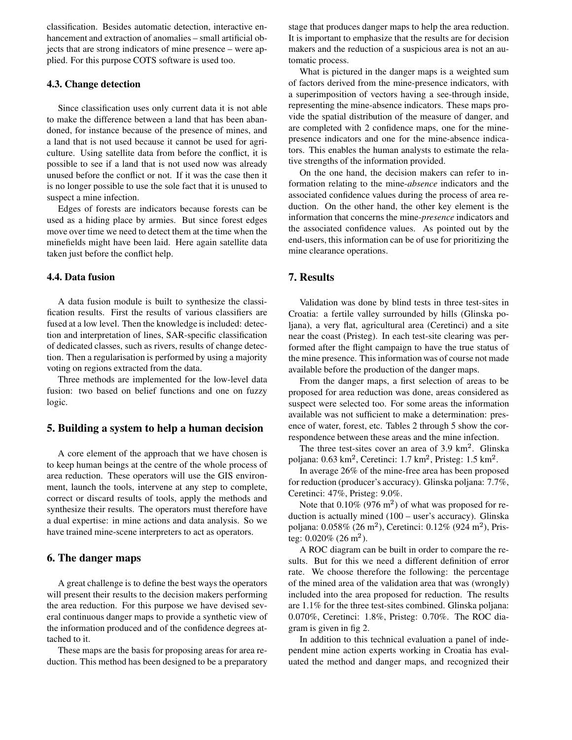classification. Besides automatic detection, interactive enhancement and extraction of anomalies – small artificial objects that are strong indicators of mine presence – were applied. For this purpose COTS software is used too.

### 4.3. Change detection

Since classification uses only current data it is not able to make the difference between a land that has been abandoned, for instance because of the presence of mines, and a land that is not used because it cannot be used for agriculture. Using satellite data from before the conflict, it is possible to see if a land that is not used now was already unused before the conflict or not. If it was the case then it is no longer possible to use the sole fact that it is unused to suspect a mine infection.

Edges of forests are indicators because forests can be used as a hiding place by armies. But since forest edges move over time we need to detect them at the time when the minefields might have been laid. Here again satellite data taken just before the conflict help.

### 4.4. Data fusion

A data fusion module is built to synthesize the classification results. First the results of various classifiers are fused at a low level. Then the knowledge is included: detection and interpretation of lines, SAR-specific classification of dedicated classes, such as rivers, results of change detection. Then a regularisation is performed by using a majority voting on regions extracted from the data.

Three methods are implemented for the low-level data fusion: two based on belief functions and one on fuzzy logic.

## 5. Building a system to help a human decision

A core element of the approach that we have chosen is to keep human beings at the centre of the whole process of area reduction. These operators will use the GIS environment, launch the tools, intervene at any step to complete, correct or discard results of tools, apply the methods and synthesize their results. The operators must therefore have a dual expertise: in mine actions and data analysis. So we have trained mine-scene interpreters to act as operators.

## 6. The danger maps

A great challenge is to define the best ways the operators will present their results to the decision makers performing the area reduction. For this purpose we have devised several continuous danger maps to provide a synthetic view of the information produced and of the confidence degrees attached to it.

These maps are the basis for proposing areas for area reduction. This method has been designed to be a preparatory stage that produces danger maps to help the area reduction. It is important to emphasize that the results are for decision makers and the reduction of a suspicious area is not an automatic process.

What is pictured in the danger maps is a weighted sum of factors derived from the mine-presence indicators, with a superimposition of vectors having a see-through inside, representing the mine-absence indicators. These maps provide the spatial distribution of the measure of danger, and are completed with 2 confidence maps, one for the mine-presence indicators and one for the mine-absence indicators. This enables the human analysts to estimate the relative strengths of the information provided.

On the one hand, the decision makers can refer to information relating to the mine-*absence* indicators and the associated confidence values during the process of area reduction. On the other hand, the other key element is the information that concerns the mine-*presence* indicators and the associated confidence values. As pointed out by the end-users, this information can be of use for prioritizing the mine clearance operations.

## 7. Results

Validation was done by blind tests in three test-sites in Croatia: a fertile valley surrounded by hills (Glinska poljana), a very flat, agricultural area (Ceretinci) and a site near the coast (Pristeg). In each test-site clearing was performed after the flight campaign to have the true status of the mine presence. This information was of course not made available before the production of the danger maps.

From the danger maps, a first selection of areas to be proposed for area reduction was done, areas considered as suspect were selected too. For some areas the information available was not sufficient to make a determination: presence of water, forest, etc. Tables 2 through 5 show the correspondence between these areas and the mine infection.

The three test-sites cover an area of 3.9 $km^2$. Glinska poljana: 0.63 $km^2$, Ceretinci: 1.7 $km^2$, Pristeg: 1.5 $km^2$.

In average 26% of the mine-free area has been proposed for reduction (producer's accuracy). Glinska poljana: 7.7%, Ceretinci: 47%, Pristeg: 9.0%.

Note that 0.10% (976 $m^2$) of what was proposed for reduction is actually mined (100 – user's accuracy). Glinska poljana: 0.058% (26 $m^2$), Ceretinci: 0.12% (924 $m^2$), Pristeg: 0.020% (26 $m^2$).

A ROC diagram can be built in order to compare the results. But for this we need a different definition of error rate. We choose therefore the following: the percentage of the mined area of the validation area that was (wrongly) included into the area proposed for reduction. The results are 1.1% for the three test-sites combined. Glinska poljana: 0.070%, Ceretinci: 1.8%, Pristeg: 0.70%. The ROC diagram is given in fig 2.

In addition to this technical evaluation a panel of independent mine action experts working in Croatia has evaluated the method and danger maps, and recognized their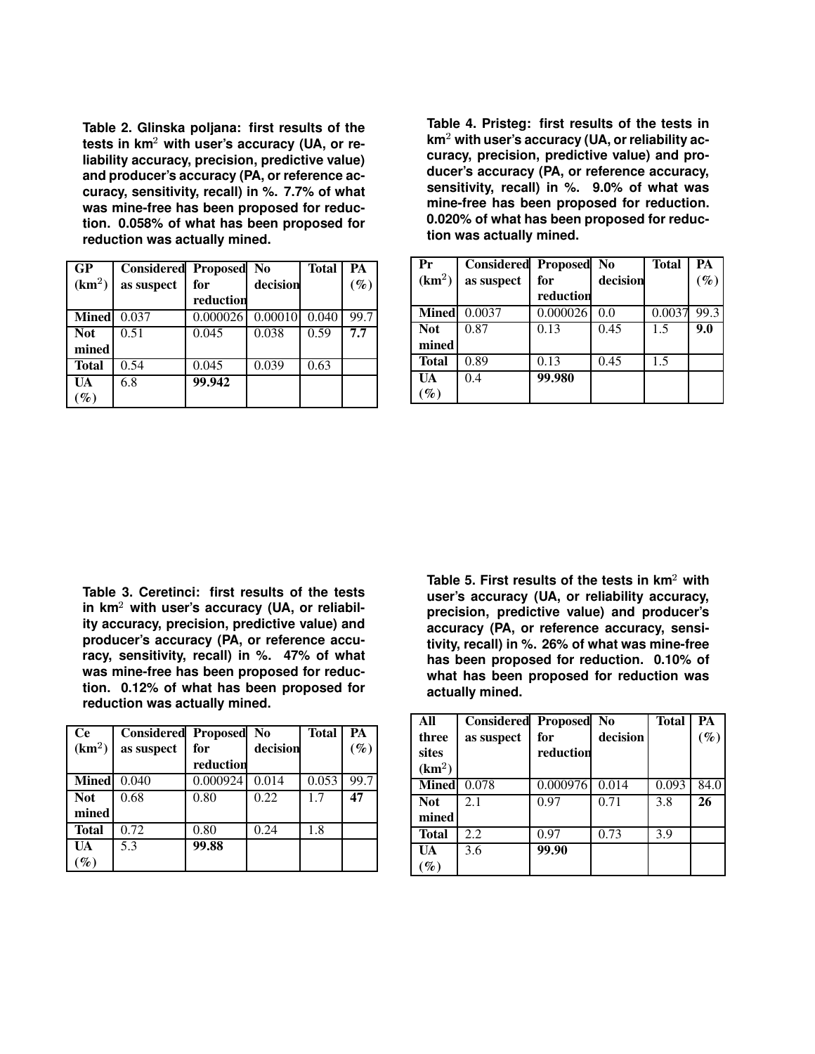**Table 2. Glinska poljana: first results of the tests in km$^2$ with user's accuracy (UA, or reliability accuracy, precision, predictive value) and producer's accuracy (PA, or reference accuracy, sensitivity, recall) in %. 7.7% of what was mine-free has been proposed for reduction. 0.058% of what has been proposed for reduction was actually mined.**

| GP (km$^2$) | Considered as suspect | Proposed for reduction | No decision | Total | PA (%) |
|---|---|---|---|---|---|
| **Mined** | 0.037 | 0.000026 | 0.00010 | 0.040 | 99.7 |
| **Not mined** | 0.51 | 0.045 | 0.038 | 0.59 | **7.7** |
| **Total** | 0.54 | 0.045 | 0.039 | 0.63 | |
| **UA (%)** | 6.8 | **99.942** | | | |

**Table 3. Ceretinci: first results of the tests in km$^2$ with user's accuracy (UA, or reliability accuracy, precision, predictive value) and producer's accuracy (PA, or reference accuracy, sensitivity, recall) in %. 47% of what was mine-free has been proposed for reduction. 0.12% of what has been proposed for reduction was actually mined.**

| Ce (km$^2$) | Considered as suspect | Proposed for reduction | No decision | Total | PA (%) |
|---|---|---|---|---|---|
| **Mined** | 0.040 | 0.000924 | 0.014 | 0.053 | 99.7 |
| **Not mined** | 0.68 | 0.80 | 0.22 | 1.7 | **47** |
| **Total** | 0.72 | 0.80 | 0.24 | 1.8 | |
| **UA (%)** | 5.3 | **99.88** | | | |

**Table 4. Pristeg: first results of the tests in km$^2$ with user's accuracy (UA, or reliability accuracy, precision, predictive value) and producer's accuracy (PA, or reference accuracy, sensitivity, recall) in %. 9.0% of what was mine-free has been proposed for reduction. 0.020% of what has been proposed for reduction was actually mined.**

| Pr (km$^2$) | Considered as suspect | Proposed for reduction | No decision | Total | PA (%) |
|---|---|---|---|---|---|
| **Mined** | 0.0037 | 0.000026 | 0.0 | 0.0037 | 99.3 |
| **Not mined** | 0.87 | 0.13 | 0.45 | 1.5 | **9.0** |
| **Total** | 0.89 | 0.13 | 0.45 | 1.5 | |
| **UA (%)** | 0.4 | **99.980** | | | |

**Table 5. First results of the tests in km$^2$ with user's accuracy (UA, or reliability accuracy, precision, predictive value) and producer's accuracy (PA, or reference accuracy, sensitivity, recall) in %. 26% of what was mine-free has been proposed for reduction. 0.10% of what has been proposed for reduction was actually mined.**

| All three sites (km$^2$) | Considered as suspect | Proposed for reduction | No decision | Total | PA (%) |
|---|---|---|---|---|---|
| **Mined** | 0.078 | 0.000976 | 0.014 | 0.093 | 84.0 |
| **Not mined** | 2.1 | 0.97 | 0.71 | 3.8 | **26** |
| **Total** | 2.2 | 0.97 | 0.73 | 3.9 | |
| **UA (%)** | 3.6 | **99.90** | | | |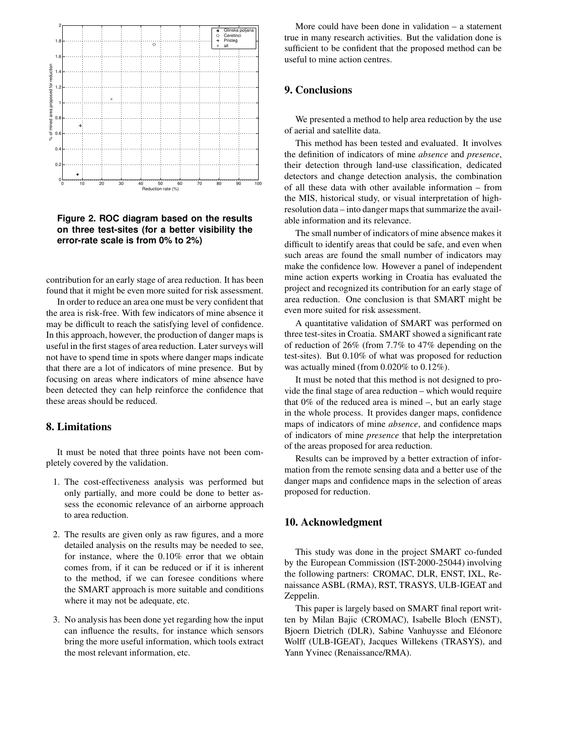Figure 2. ROC diagram based on the results on three test-sites (for a better visibility the error-rate scale is from 0% to 2%)

contribution for an early stage of area reduction. It has been found that it might be even more suited for risk assessment.

In order to reduce an area one must be very confident that the area is risk-free. With few indicators of mine absence it may be difficult to reach the satisfying level of confidence. In this approach, however, the production of danger maps is useful in the first stages of area reduction. Later surveys will not have to spend time in spots where danger maps indicate that there are a lot of indicators of mine presence. But by focusing on areas where indicators of mine absence have been detected they can help reinforce the confidence that these areas should be reduced.

## 8. Limitations

It must be noted that three points have not been completely covered by the validation.

1. The cost-effectiveness analysis was performed but only partially, and more could be done to better assess the economic relevance of an airborne approach to area reduction.

2. The results are given only as raw figures, and a more detailed analysis on the results may be needed to see, for instance, where the 0.10% error that we obtain comes from, if it can be reduced or if it is inherent to the method, if we can foresee conditions where the SMART approach is more suitable and conditions where it may not be adequate, etc.

3. No analysis has been done yet regarding how the input can influence the results, for instance which sensors bring the more useful information, which tools extract the most relevant information, etc.

More could have been done in validation – a statement true in many research activities. But the validation done is sufficient to be confident that the proposed method can be useful to mine action centres.

## 9. Conclusions

We presented a method to help area reduction by the use of aerial and satellite data.

This method has been tested and evaluated. It involves the definition of indicators of mine *absence* and *presence*, their detection through land-use classification, dedicated detectors and change detection analysis, the combination of all these data with other available information – from the MIS, historical study, or visual interpretation of high-resolution data – into danger maps that summarize the available information and its relevance.

The small number of indicators of mine absence makes it difficult to identify areas that could be safe, and even when such areas are found the small number of indicators may make the confidence low. However a panel of independent mine action experts working in Croatia has evaluated the project and recognized its contribution for an early stage of area reduction. One conclusion is that SMART might be even more suited for risk assessment.

A quantitative validation of SMART was performed on three test-sites in Croatia. SMART showed a significant rate of reduction of 26% (from 7.7% to 47% depending on the test-sites). But 0.10% of what was proposed for reduction was actually mined (from 0.020% to 0.12%).

It must be noted that this method is not designed to provide the final stage of area reduction – which would require that 0% of the reduced area is mined –, but an early stage in the whole process. It provides danger maps, confidence maps of indicators of mine *absence*, and confidence maps of indicators of mine *presence* that help the interpretation of the areas proposed for area reduction.

Results can be improved by a better extraction of information from the remote sensing data and a better use of the danger maps and confidence maps in the selection of areas proposed for reduction.

## 10. Acknowledgment

This study was done in the project SMART co-funded by the European Commission (IST-2000-25044) involving the following partners: CROMAC, DLR, ENST, IXL, Renaissance ASBL (RMA), RST, TRASYS, ULB-IGEAT and Zeppelin.

This paper is largely based on SMART final report written by Milan Bajic (CROMAC), Isabelle Bloch (ENST), Bjoern Dietrich (DLR), Sabine Vanhuysse and Eléonore Wolff (ULB-IGEAT), Jacques Willekens (TRASYS), and Yann Yvinec (Renaissance/RMA).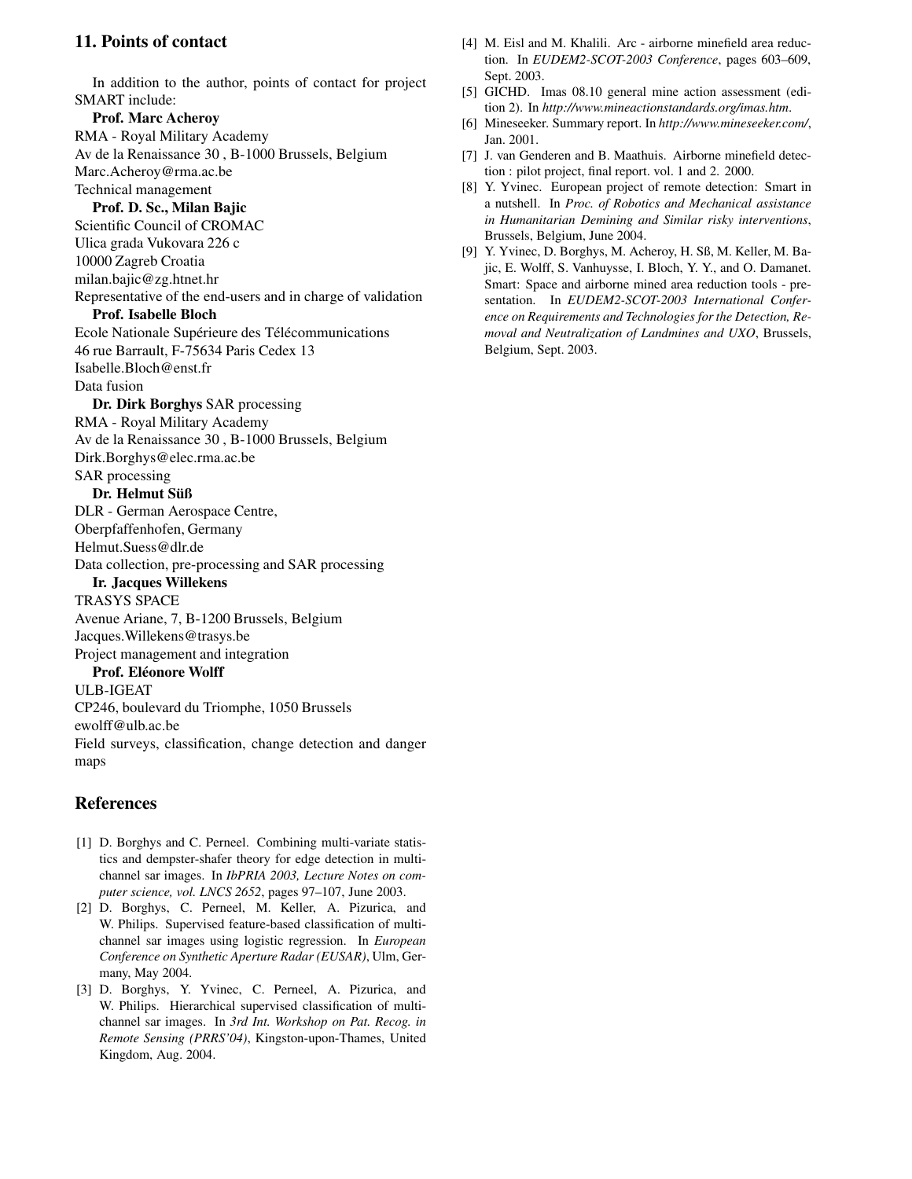## 11. Points of contact

In addition to the author, points of contact for project SMART include:

**Prof. Marc Acheroy**
RMA - Royal Military Academy
Av de la Renaissance 30 , B-1000 Brussels, Belgium
Marc.Acheroy@rma.ac.be
Technical management

**Prof. D. Sc., Milan Bajic**
Scientific Council of CROMAC
Ulica grada Vukovara 226 c
10000 Zagreb Croatia
milan.bajic@zg.htnet.hr
Representative of the end-users and in charge of validation

**Prof. Isabelle Bloch**
Ecole Nationale Supérieure des Télécommunications
46 rue Barrault, F-75634 Paris Cedex 13
Isabelle.Bloch@enst.fr
Data fusion

**Dr. Dirk Borghys** SAR processing
RMA - Royal Military Academy
Av de la Renaissance 30 , B-1000 Brussels, Belgium
Dirk.Borghys@elec.rma.ac.be
SAR processing

**Dr. Helmut Süß**
DLR - German Aerospace Centre,
Oberpfaffenhofen, Germany
Helmut.Suess@dlr.de
Data collection, pre-processing and SAR processing

**Ir. Jacques Willekens**
TRASYS SPACE
Avenue Ariane, 7, B-1200 Brussels, Belgium
Jacques.Willekens@trasys.be
Project management and integration

**Prof. Eléonore Wolff**
ULB-IGEAT
CP246, boulevard du Triomphe, 1050 Brussels
ewolff@ulb.ac.be
Field surveys, classification, change detection and danger maps

## References

[1] D. Borghys and C. Perneel. Combining multi-variate statistics and dempster-shafer theory for edge detection in multichannel sar images. In *IbPRIA 2003, Lecture Notes on computer science, vol. LNCS 2652*, pages 97–107, June 2003.

[2] D. Borghys, C. Perneel, M. Keller, A. Pizurica, and W. Philips. Supervised feature-based classification of multichannel sar images using logistic regression. In *European Conference on Synthetic Aperture Radar (EUSAR)*, Ulm, Germany, May 2004.

[3] D. Borghys, Y. Yvinec, C. Perneel, A. Pizurica, and W. Philips. Hierarchical supervised classification of multichannel sar images. In *3rd Int. Workshop on Pat. Recog. in Remote Sensing (PRRS'04)*, Kingston-upon-Thames, United Kingdom, Aug. 2004.

[4] M. Eisl and M. Khalili. Arc - airborne minefield area reduction. In *EUDEM2-SCOT-2003 Conference*, pages 603–609, Sept. 2003.

[5] GICHD. Imas 08.10 general mine action assessment (edition 2). In *http://www.mineactionstandards.org/imas.htm*.

[6] Mineseeker. Summary report. In *http://www.mineseeker.com/*, Jan. 2001.

[7] J. van Genderen and B. Maathuis. Airborne minefield detection : pilot project, final report. vol. 1 and 2. 2000.

[8] Y. Yvinec. European project of remote detection: Smart in a nutshell. In *Proc. of Robotics and Mechanical assistance in Humanitarian Demining and Similar risky interventions*, Brussels, Belgium, June 2004.

[9] Y. Yvinec, D. Borghys, M. Acheroy, H. Sß, M. Keller, M. Bajic, E. Wolff, S. Vanhuysse, I. Bloch, Y. Y., and O. Damanet. Smart: Space and airborne mined area reduction tools - presentation. In *EUDEM2-SCOT-2003 International Conference on Requirements and Technologies for the Detection, Removal and Neutralization of Landmines and UXO*, Brussels, Belgium, Sept. 2003.